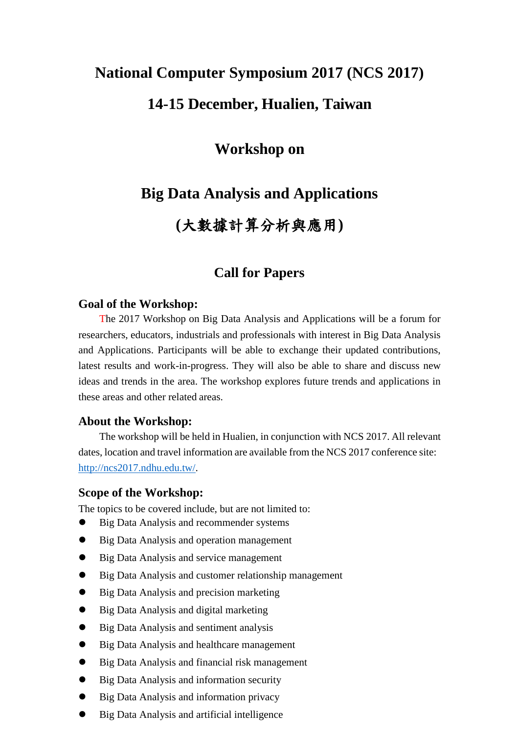# National Computer Symposium 2017 (NCS 2017)

## 14-15 December, Hualien, Taiwan

## Workshop on

## Big Data Analysis and Applications

## (大數據計算分析與應用)

## Call for Papers

### Goal of the Workshop:

The 2017 Workshop on Big Data Analysis and Applications will be a forum for researchers, educators, industrials and professionals with interest in Big Data Analysis and Applications. Participants will be able to exchange their updated contributions, latest results and work-in-progress. They will also be able to share and discuss new ideas and trends in the area. The workshop explores future trends and applications in these areas and other related areas.

### About the Workshop:

The workshop will be held in Hualien, in conjunction with NCS 2017. All relevant dates, location and travel information are available from the NCS 2017 conference site: [http://ncs2017.ndhu.edu.tw/](http://ncs2017.ndhu.edu.tw/).

### Scope of the Workshop:

The topics to be covered include, but are not limited to:

- Big Data Analysis and recommender systems
- Big Data Analysis and operation management
- Big Data Analysis and service management
- Big Data Analysis and customer relationship management
- Big Data Analysis and precision marketing
- Big Data Analysis and digital marketing
- Big Data Analysis and sentiment analysis
- Big Data Analysis and healthcare management
- Big Data Analysis and financial risk management
- Big Data Analysis and information security
- Big Data Analysis and information privacy
- Big Data Analysis and artificial intelligence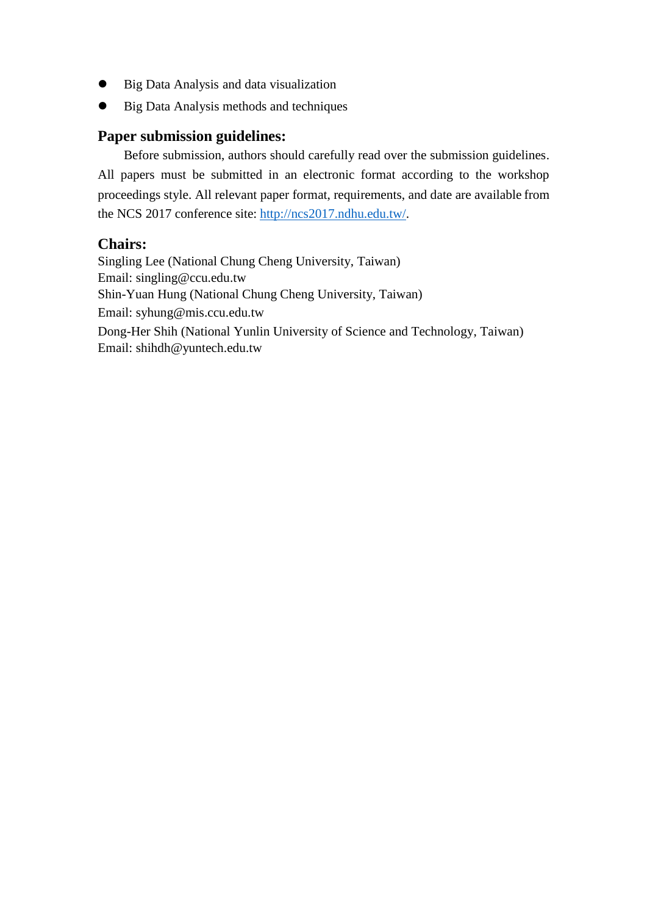- Big Data Analysis and data visualization
- Big Data Analysis methods and techniques

## Paper submission guidelines:

Before submission, authors should carefully read over the submission guidelines. All papers must be submitted in an electronic format according to the workshop proceedings style. All relevant paper format, requirements, and date are available from the NCS 2017 conference site: http://ncs2017.ndhu.edu.tw/.

## Chairs:

Singling Lee (National Chung Cheng University, Taiwan)
Email: singling@ccu.edu.tw
Shin-Yuan Hung (National Chung Cheng University, Taiwan)
Email: syhung@mis.ccu.edu.tw
Dong-Her Shih (National Yunlin University of Science and Technology, Taiwan)
Email: shihdh@yuntech.edu.tw